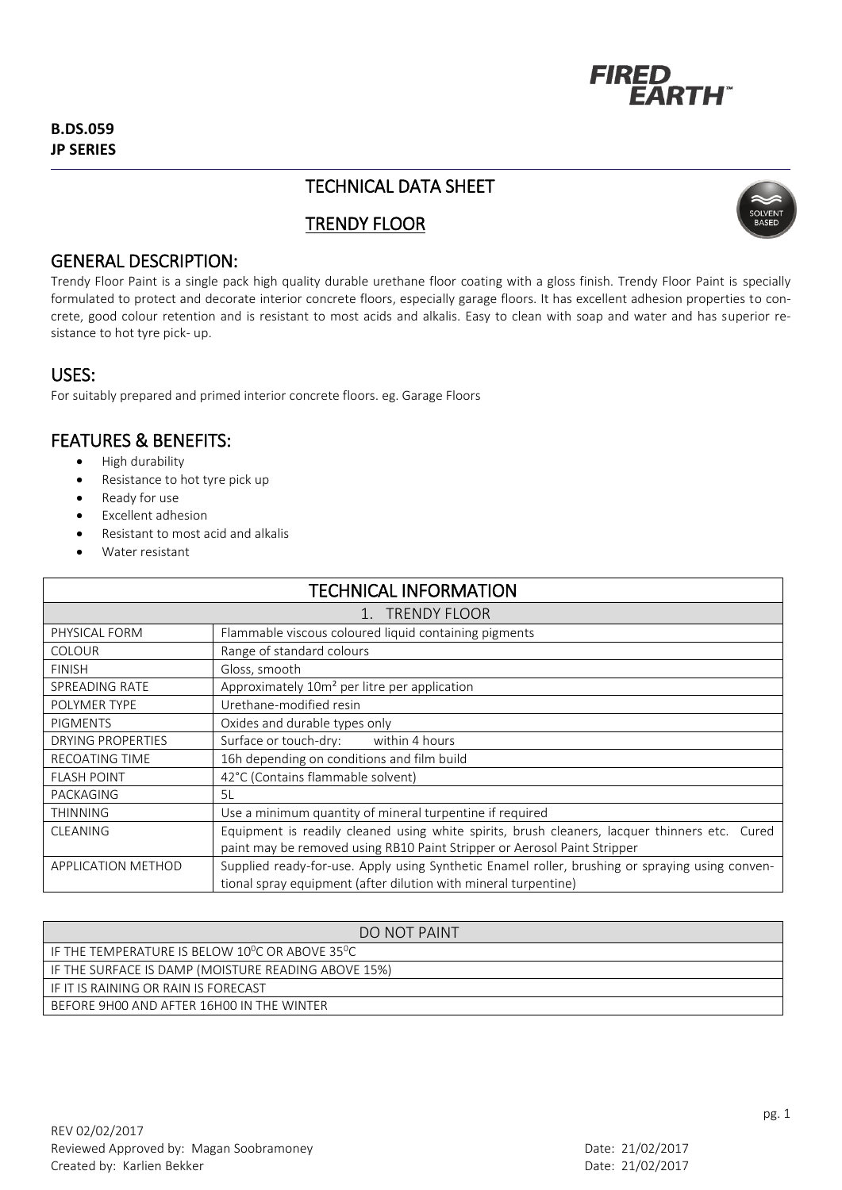**B.DS.059**
**JP SERIES**

# TECHNICAL DATA SHEET

## TRENDY FLOOR

## GENERAL DESCRIPTION:

Trendy Floor Paint is a single pack high quality durable urethane floor coating with a gloss finish. Trendy Floor Paint is specially formulated to protect and decorate interior concrete floors, especially garage floors. It has excellent adhesion properties to concrete, good colour retention and is resistant to most acids and alkalis. Easy to clean with soap and water and has superior resistance to hot tyre pick- up.

## USES:

For suitably prepared and primed interior concrete floors. eg. Garage Floors

## FEATURES & BENEFITS:

- High durability
- Resistance to hot tyre pick up
- Ready for use
- Excellent adhesion
- Resistant to most acid and alkalis
- Water resistant

| TECHNICAL INFORMATION | |
|---|---|
| 1. TRENDY FLOOR | |
| PHYSICAL FORM | Flammable viscous coloured liquid containing pigments |
| COLOUR | Range of standard colours |
| FINISH | Gloss, smooth |
| SPREADING RATE | Approximately 10m² per litre per application |
| POLYMER TYPE | Urethane-modified resin |
| PIGMENTS | Oxides and durable types only |
| DRYING PROPERTIES | Surface or touch-dry: within 4 hours |
| RECOATING TIME | 16h depending on conditions and film build |
| FLASH POINT | 42°C (Contains flammable solvent) |
| PACKAGING | 5L |
| THINNING | Use a minimum quantity of mineral turpentine if required |
| CLEANING | Equipment is readily cleaned using white spirits, brush cleaners, lacquer thinners etc. Cured paint may be removed using RB10 Paint Stripper or Aerosol Paint Stripper |
| APPLICATION METHOD | Supplied ready-for-use. Apply using Synthetic Enamel roller, brushing or spraying using conventional spray equipment (after dilution with mineral turpentine) |

| DO NOT PAINT |
|---|
| IF THE TEMPERATURE IS BELOW 10°C OR ABOVE 35°C |
| IF THE SURFACE IS DAMP (MOISTURE READING ABOVE 15%) |
| IF IT IS RAINING OR RAIN IS FORECAST |
| BEFORE 9H00 AND AFTER 16H00 IN THE WINTER |

REV 02/02/2017
Reviewed Approved by: Magan Soobramoney — Date: 21/02/2017
Created by: Karlien Bekker — Date: 21/02/2017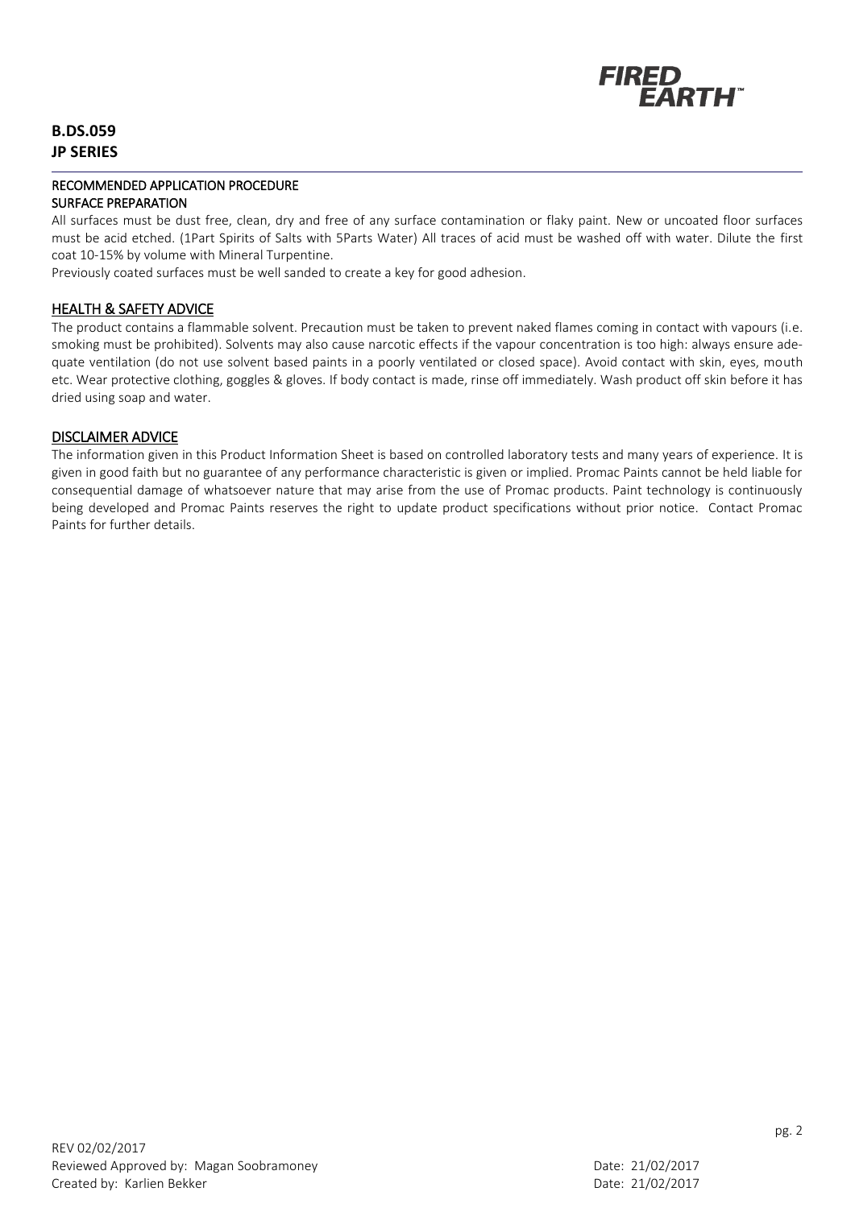# B.DS.059
# JP SERIES

## RECOMMENDED APPLICATION PROCEDURE

### SURFACE PREPARATION

All surfaces must be dust free, clean, dry and free of any surface contamination or flaky paint. New or uncoated floor surfaces must be acid etched. (1Part Spirits of Salts with 5Parts Water) All traces of acid must be washed off with water. Dilute the first coat 10-15% by volume with Mineral Turpentine.

Previously coated surfaces must be well sanded to create a key for good adhesion.

## HEALTH & SAFETY ADVICE

The product contains a flammable solvent. Precaution must be taken to prevent naked flames coming in contact with vapours (i.e. smoking must be prohibited). Solvents may also cause narcotic effects if the vapour concentration is too high: always ensure adequate ventilation (do not use solvent based paints in a poorly ventilated or closed space). Avoid contact with skin, eyes, mouth etc. Wear protective clothing, goggles & gloves. If body contact is made, rinse off immediately. Wash product off skin before it has dried using soap and water.

## DISCLAIMER ADVICE

The information given in this Product Information Sheet is based on controlled laboratory tests and many years of experience. It is given in good faith but no guarantee of any performance characteristic is given or implied. Promac Paints cannot be held liable for consequential damage of whatsoever nature that may arise from the use of Promac products. Paint technology is continuously being developed and Promac Paints reserves the right to update product specifications without prior notice. Contact Promac Paints for further details.

REV 02/02/2017

Reviewed Approved by: Magan Soobramoney Date: 21/02/2017

Created by: Karlien Bekker Date: 21/02/2017